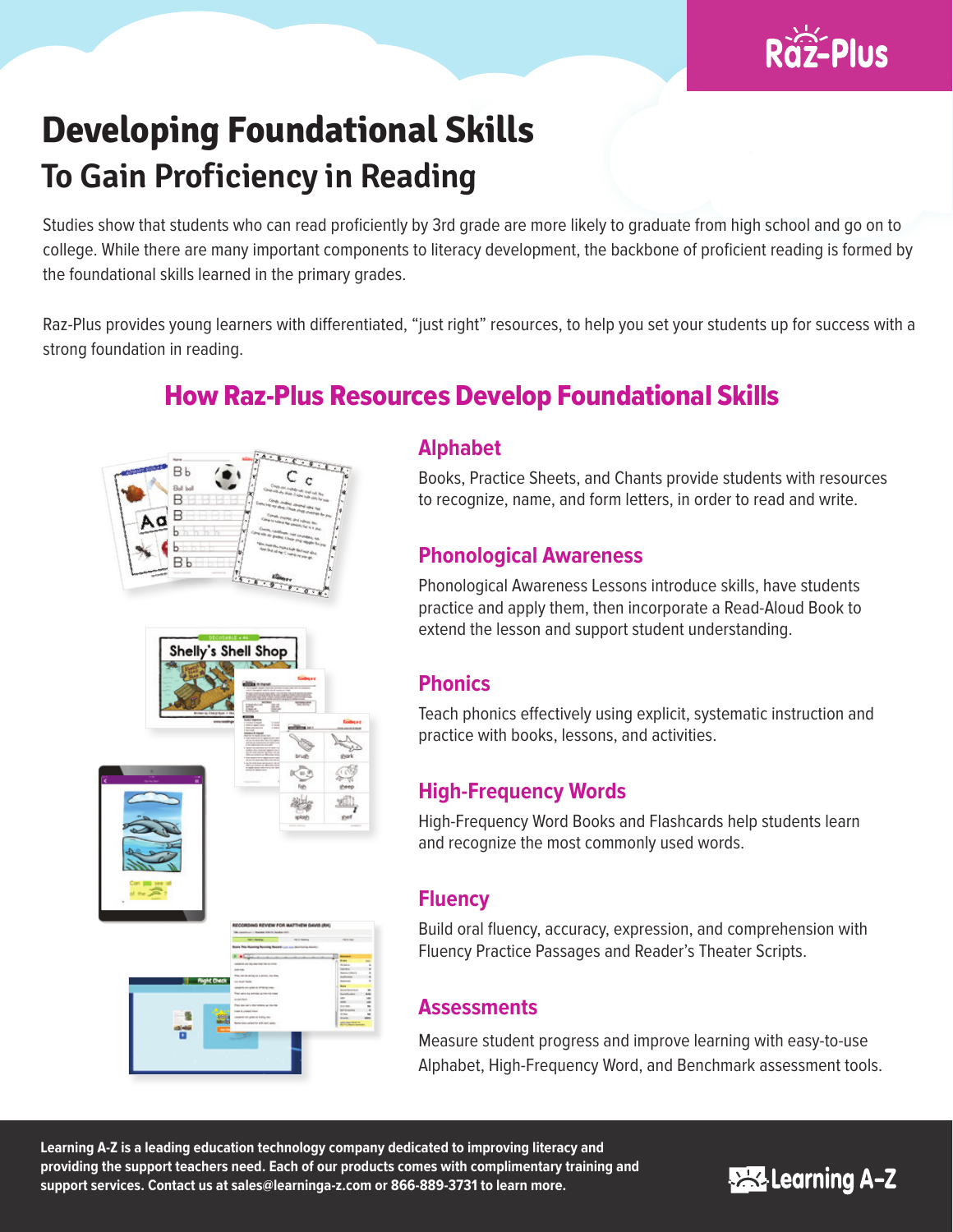Raz-Plus

# Developing Foundational Skills
## To Gain Proficiency in Reading

Studies show that students who can read proficiently by 3rd grade are more likely to graduate from high school and go on to college. While there are many important components to literacy development, the backbone of proficient reading is formed by the foundational skills learned in the primary grades.

Raz-Plus provides young learners with differentiated, "just right" resources, to help you set your students up for success with a strong foundation in reading.

## How Raz-Plus Resources Develop Foundational Skills

### Alphabet

Books, Practice Sheets, and Chants provide students with resources to recognize, name, and form letters, in order to read and write.

### Phonological Awareness

Phonological Awareness Lessons introduce skills, have students practice and apply them, then incorporate a Read-Aloud Book to extend the lesson and support student understanding.

### Phonics

Teach phonics effectively using explicit, systematic instruction and practice with books, lessons, and activities.

### High-Frequency Words

High-Frequency Word Books and Flashcards help students learn and recognize the most commonly used words.

### Fluency

Build oral fluency, accuracy, expression, and comprehension with Fluency Practice Passages and Reader's Theater Scripts.

### Assessments

Measure student progress and improve learning with easy-to-use Alphabet, High-Frequency Word, and Benchmark assessment tools.

**Learning A-Z is a leading education technology company dedicated to improving literacy and providing the support teachers need. Each of our products comes with complimentary training and support services. Contact us at sales@learninga-z.com or 866-889-3731 to learn more.**

Learning A-Z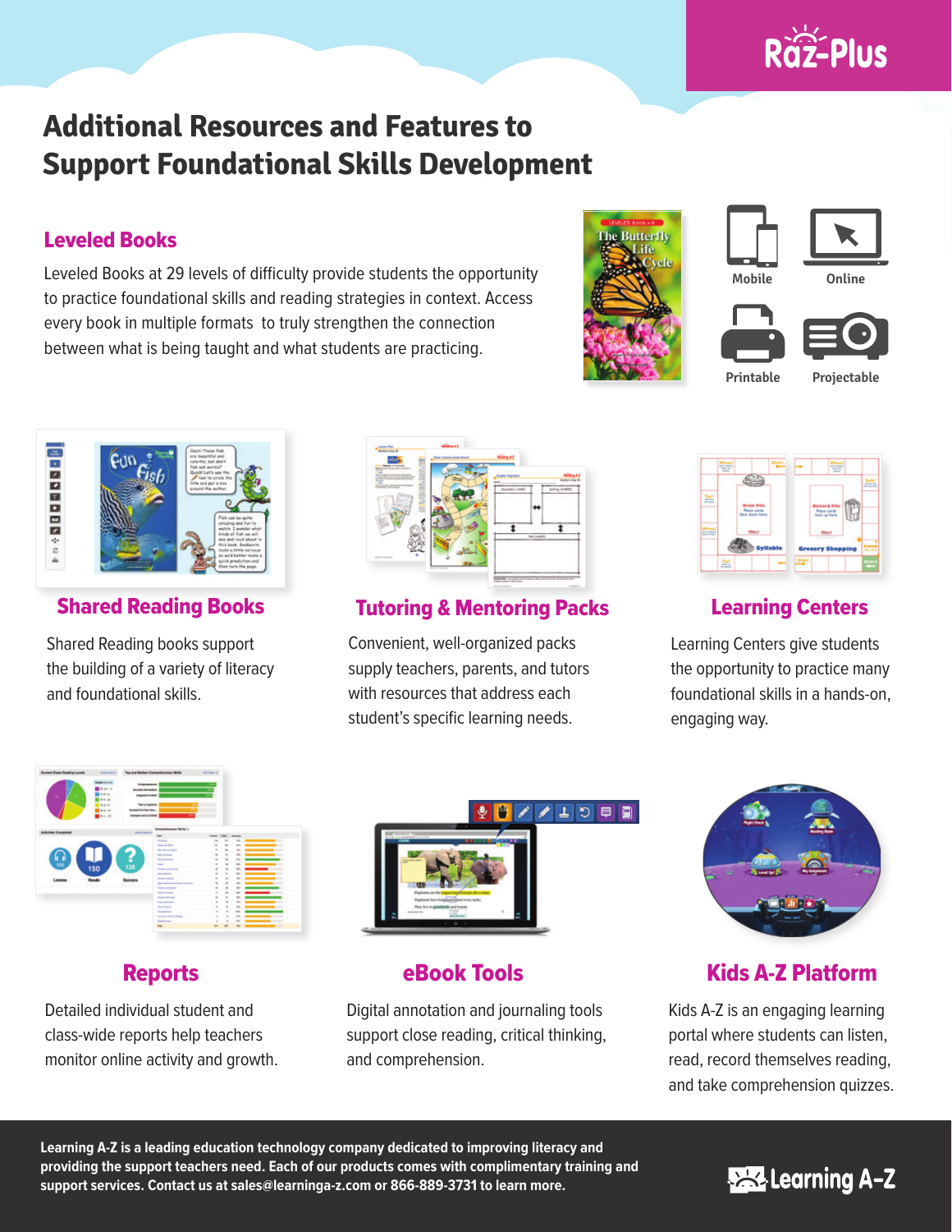# Additional Resources and Features to Support Foundational Skills Development

## Leveled Books

Leveled Books at 29 levels of difficulty provide students the opportunity to practice foundational skills and reading strategies in context. Access every book in multiple formats to truly strengthen the connection between what is being taught and what students are practicing.

Mobile
Online
Printable
Projectable

## Shared Reading Books

Shared Reading books support the building of a variety of literacy and foundational skills.

## Tutoring & Mentoring Packs

Convenient, well-organized packs supply teachers, parents, and tutors with resources that address each student's specific learning needs.

## Learning Centers

Learning Centers give students the opportunity to practice many foundational skills in a hands-on, engaging way.

## Reports

Detailed individual student and class-wide reports help teachers monitor online activity and growth.

## eBook Tools

Digital annotation and journaling tools support close reading, critical thinking, and comprehension.

## Kids A-Z Platform

Kids A-Z is an engaging learning portal where students can listen, read, record themselves reading, and take comprehension quizzes.

**Learning A-Z is a leading education technology company dedicated to improving literacy and providing the support teachers need. Each of our products comes with complimentary training and support services. Contact us at sales@learninga-z.com or 866-889-3731 to learn more.**